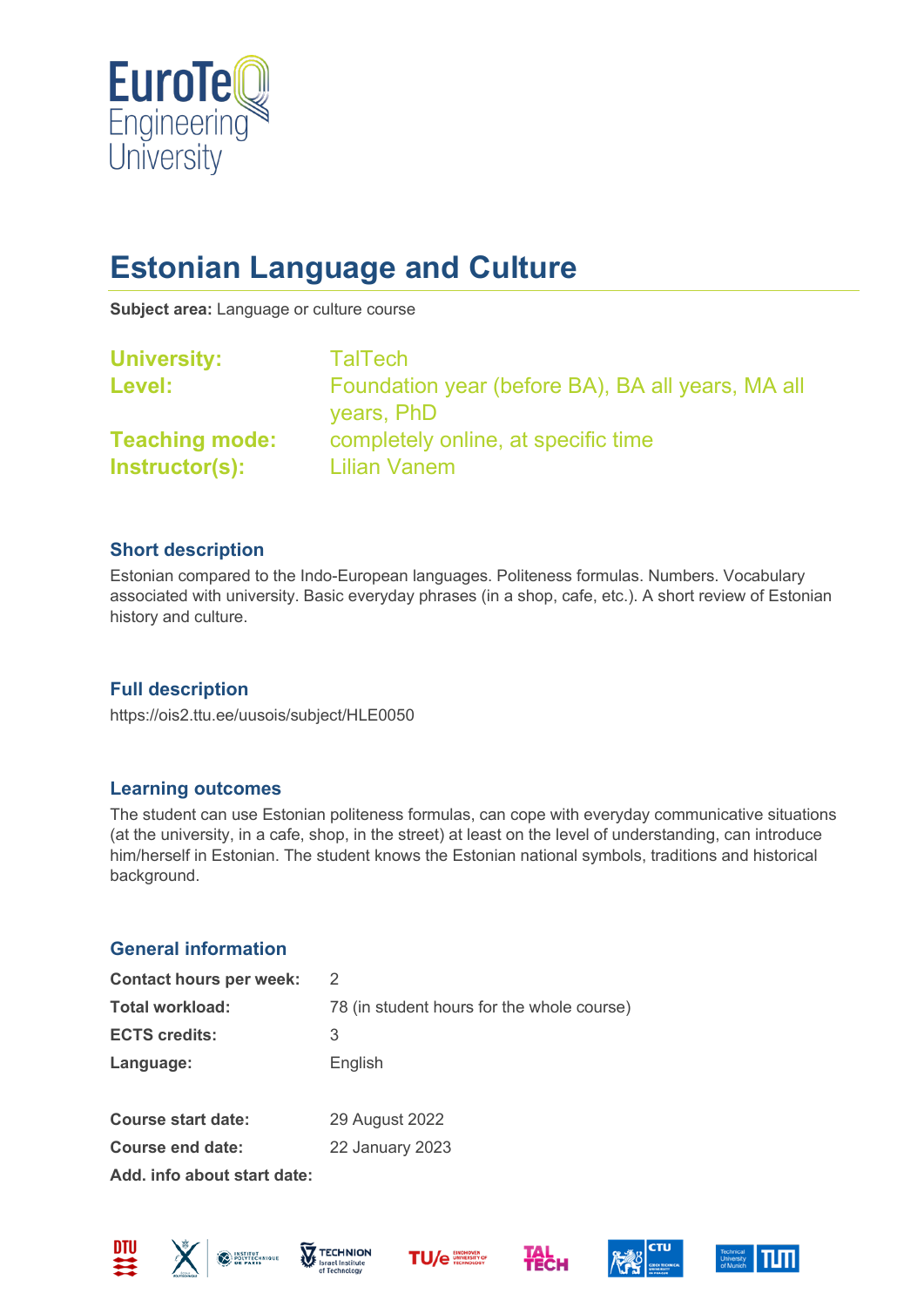# Estonian Language and Culture

**Subject area:** Language or culture course

| | |
|---|---|
| **University:** | TalTech |
| **Level:** | Foundation year (before BA), BA all years, MA all years, PhD |
| **Teaching mode:** | completely online, at specific time |
| **Instructor(s):** | Lilian Vanem |

## Short description

Estonian compared to the Indo-European languages. Politeness formulas. Numbers. Vocabulary associated with university. Basic everyday phrases (in a shop, cafe, etc.). A short review of Estonian history and culture.

## Full description

https://ois2.ttu.ee/uusois/subject/HLE0050

## Learning outcomes

The student can use Estonian politeness formulas, can cope with everyday communicative situations (at the university, in a cafe, shop, in the street) at least on the level of understanding, can introduce him/herself in Estonian. The student knows the Estonian national symbols, traditions and historical background.

## General information

| | |
|---|---|
| **Contact hours per week:** | 2 |
| **Total workload:** | 78 (in student hours for the whole course) |
| **ECTS credits:** | 3 |
| **Language:** | English |
| **Course start date:** | 29 August 2022 |
| **Course end date:** | 22 January 2023 |
| **Add. info about start date:** | |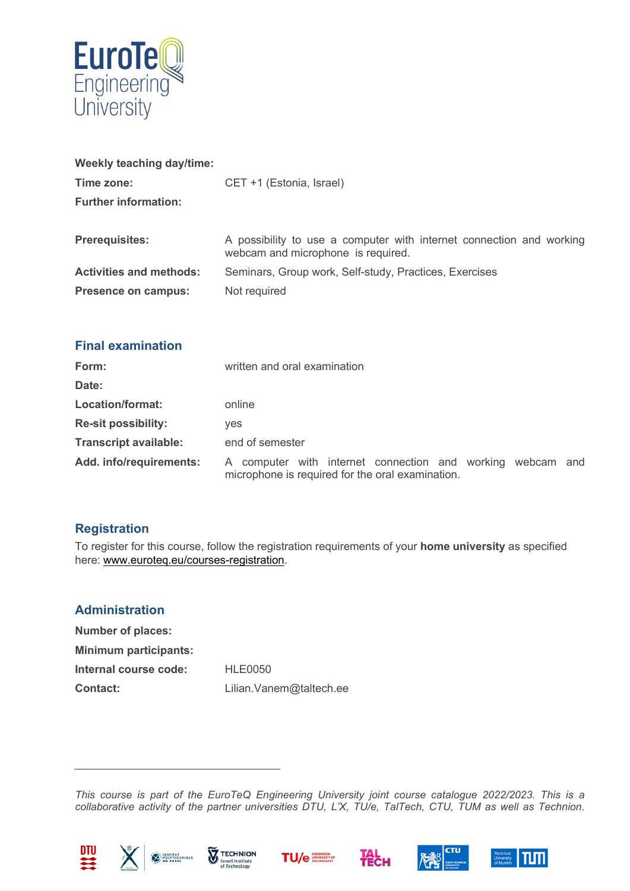| | |
|---|---|
| **Weekly teaching day/time:** | |
| **Time zone:** | CET +1 (Estonia, Israel) |
| **Further information:** | |

| | |
|---|---|
| **Prerequisites:** | A possibility to use a computer with internet connection and working webcam and microphone is required. |
| **Activities and methods:** | Seminars, Group work, Self-study, Practices, Exercises |
| **Presence on campus:** | Not required |

## Final examination

| | |
|---|---|
| **Form:** | written and oral examination |
| **Date:** | |
| **Location/format:** | online |
| **Re-sit possibility:** | yes |
| **Transcript available:** | end of semester |
| **Add. info/requirements:** | A computer with internet connection and working webcam and microphone is required for the oral examination. |

## Registration

To register for this course, follow the registration requirements of your **home university** as specified here: www.euroteq.eu/courses-registration.

## Administration

| | |
|---|---|
| **Number of places:** | |
| **Minimum participants:** | |
| **Internal course code:** | HLE0050 |
| **Contact:** | Lilian.Vanem@taltech.ee |

---

*This course is part of the EuroTeQ Engineering University joint course catalogue 2022/2023. This is a collaborative activity of the partner universities DTU, L'X, TU/e, TalTech, CTU, TUM as well as Technion.*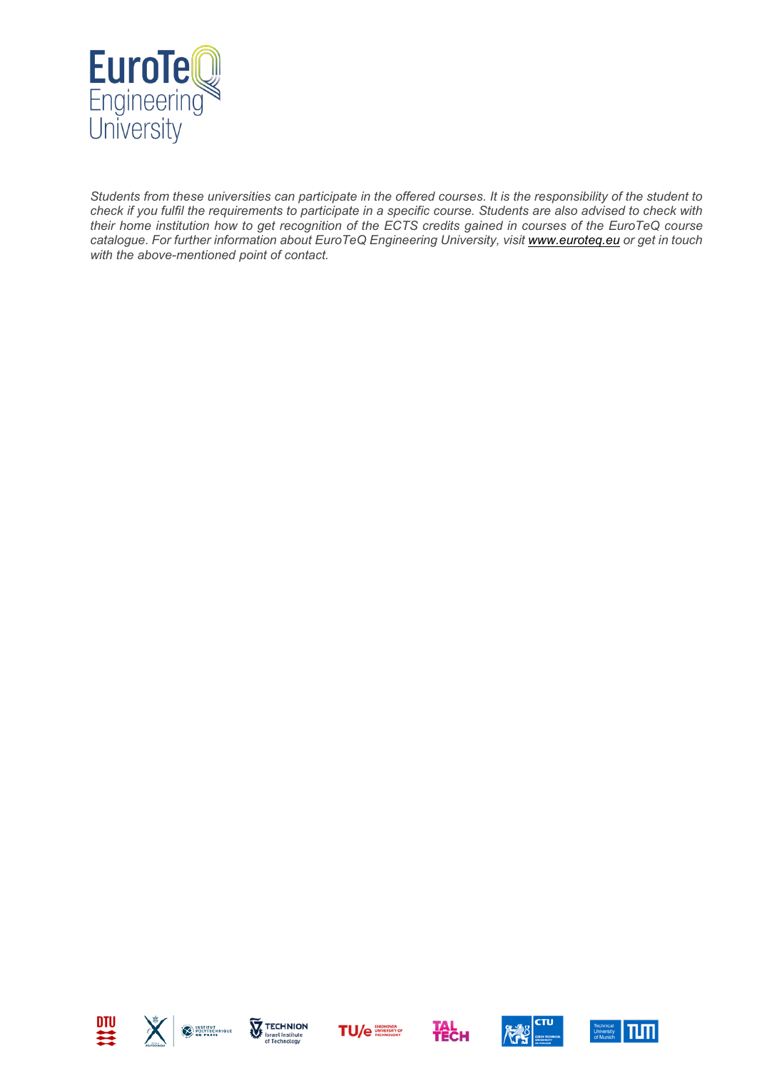*Students from these universities can participate in the offered courses. It is the responsibility of the student to check if you fulfil the requirements to participate in a specific course. Students are also advised to check with their home institution how to get recognition of the ECTS credits gained in courses of the EuroTeQ course catalogue. For further information about EuroTeQ Engineering University, visit [www.euroteq.eu](http://www.euroteq.eu) or get in touch with the above-mentioned point of contact.*